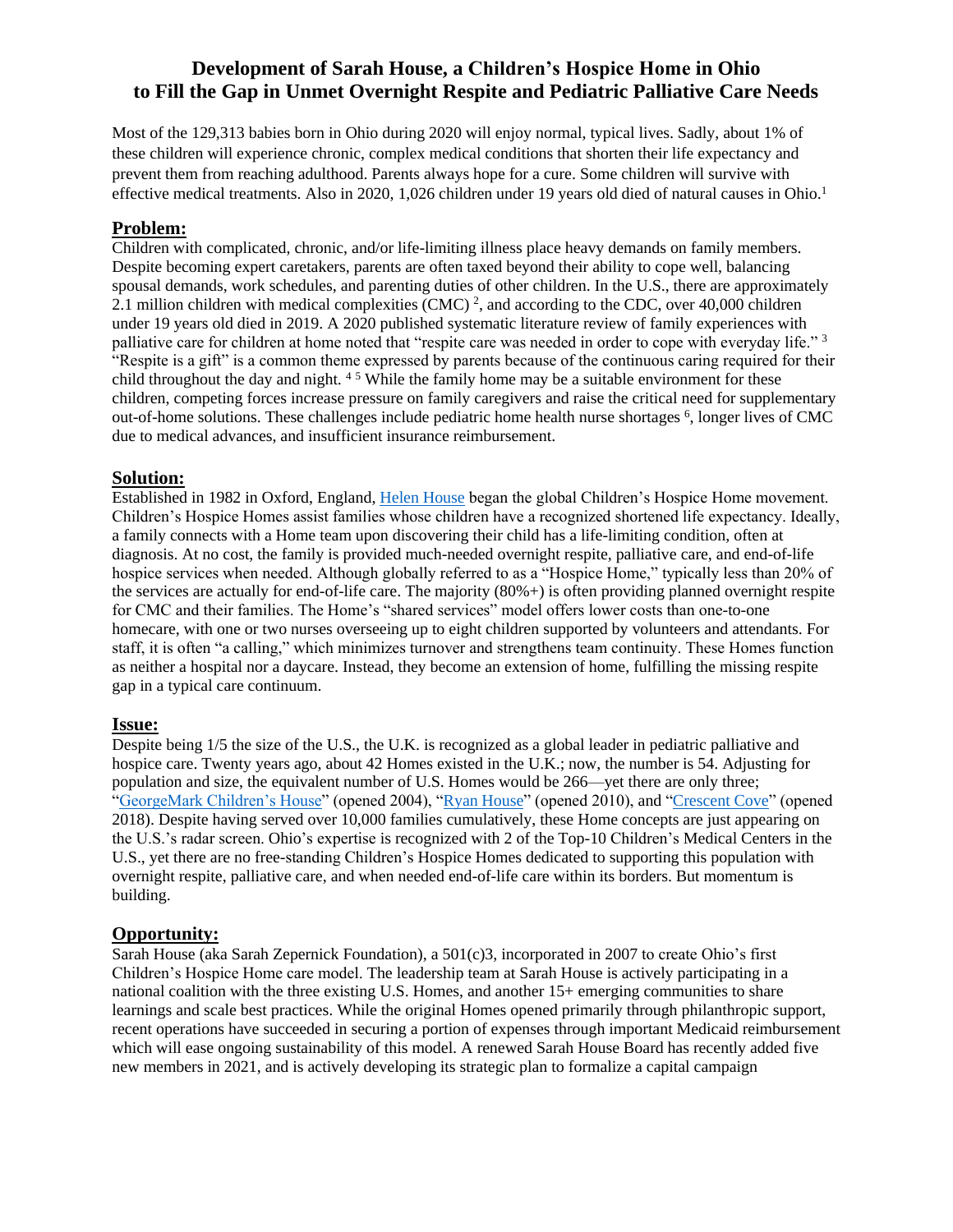# Development of Sarah House, a Children's Hospice Home in Ohio to Fill the Gap in Unmet Overnight Respite and Pediatric Palliative Care Needs

Most of the 129,313 babies born in Ohio during 2020 will enjoy normal, typical lives. Sadly, about 1% of these children will experience chronic, complex medical conditions that shorten their life expectancy and prevent them from reaching adulthood. Parents always hope for a cure. Some children will survive with effective medical treatments. Also in 2020, 1,026 children under 19 years old died of natural causes in Ohio.[1]

## Problem:

Children with complicated, chronic, and/or life-limiting illness place heavy demands on family members. Despite becoming expert caretakers, parents are often taxed beyond their ability to cope well, balancing spousal demands, work schedules, and parenting duties of other children. In the U.S., there are approximately 2.1 million children with medical complexities (CMC) [2], and according to the CDC, over 40,000 children under 19 years old died in 2019. A 2020 published systematic literature review of family experiences with palliative care for children at home noted that "respite care was needed in order to cope with everyday life." [3] "Respite is a gift" is a common theme expressed by parents because of the continuous caring required for their child throughout the day and night. [4,5] While the family home may be a suitable environment for these children, competing forces increase pressure on family caregivers and raise the critical need for supplementary out-of-home solutions. These challenges include pediatric home health nurse shortages [6], longer lives of CMC due to medical advances, and insufficient insurance reimbursement.

## Solution:

Established in 1982 in Oxford, England, Helen House began the global Children's Hospice Home movement. Children's Hospice Homes assist families whose children have a recognized shortened life expectancy. Ideally, a family connects with a Home team upon discovering their child has a life-limiting condition, often at diagnosis. At no cost, the family is provided much-needed overnight respite, palliative care, and end-of-life hospice services when needed. Although globally referred to as a "Hospice Home," typically less than 20% of the services are actually for end-of-life care. The majority (80%+) is often providing planned overnight respite for CMC and their families. The Home's "shared services" model offers lower costs than one-to-one homecare, with one or two nurses overseeing up to eight children supported by volunteers and attendants. For staff, it is often "a calling," which minimizes turnover and strengthens team continuity. These Homes function as neither a hospital nor a daycare. Instead, they become an extension of home, fulfilling the missing respite gap in a typical care continuum.

## Issue:

Despite being 1/5 the size of the U.S., the U.K. is recognized as a global leader in pediatric palliative and hospice care. Twenty years ago, about 42 Homes existed in the U.K.; now, the number is 54. Adjusting for population and size, the equivalent number of U.S. Homes would be 266—yet there are only three; "GeorgeMark Children's House" (opened 2004), "Ryan House" (opened 2010), and "Crescent Cove" (opened 2018). Despite having served over 10,000 families cumulatively, these Home concepts are just appearing on the U.S.'s radar screen. Ohio's expertise is recognized with 2 of the Top-10 Children's Medical Centers in the U.S., yet there are no free-standing Children's Hospice Homes dedicated to supporting this population with overnight respite, palliative care, and when needed end-of-life care within its borders. But momentum is building.

## Opportunity:

Sarah House (aka Sarah Zepernick Foundation), a 501(c)3, incorporated in 2007 to create Ohio's first Children's Hospice Home care model. The leadership team at Sarah House is actively participating in a national coalition with the three existing U.S. Homes, and another 15+ emerging communities to share learnings and scale best practices. While the original Homes opened primarily through philanthropic support, recent operations have succeeded in securing a portion of expenses through important Medicaid reimbursement which will ease ongoing sustainability of this model. A renewed Sarah House Board has recently added five new members in 2021, and is actively developing its strategic plan to formalize a capital campaign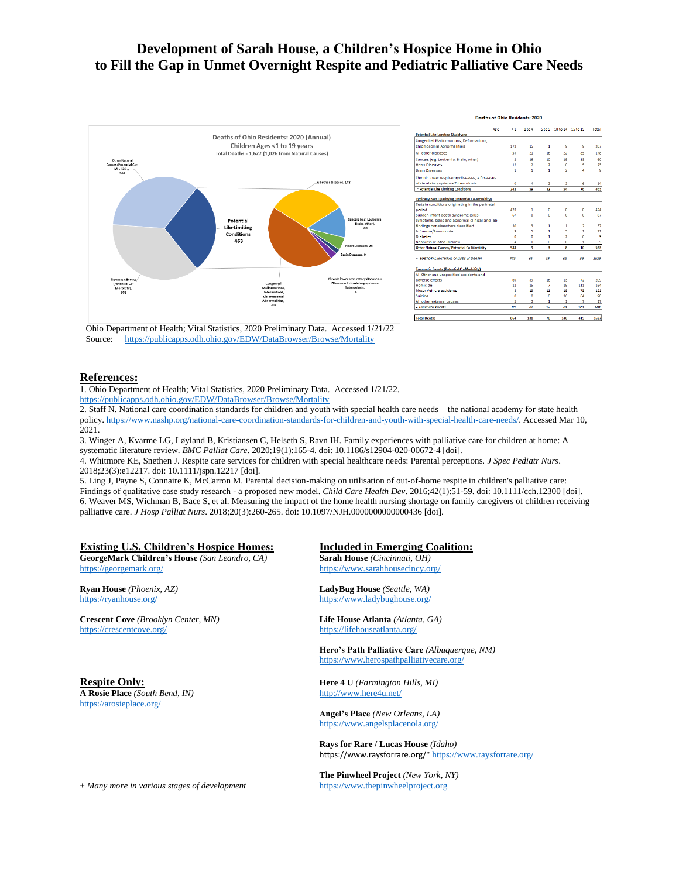# Development of Sarah House, a Children's Hospice Home in Ohio to Fill the Gap in Unmet Overnight Respite and Pediatric Palliative Care Needs

Deaths of Ohio Residents: 2020 (Annual)
Children Ages <1 to 19 years
Total Deaths - 1,627 (1,026 from Natural Causes)

Other Natural Causes/Potential Co-Morbidity, 563
Potential Life-Limiting Conditions 463
Traumatic Events (Potential Co-Morbidity), 601
All other diseases, 148
Cancers (e.g. Leukemia, Brain, other), 60
Heart Diseases, 25
Brain Diseases, 9
Chronic lower respiratory diseases + Diseases of circulatory system + Tuberculosis, 14
Congenital Malformations, Deformations, Chromosomal Abnormalities, 207

**Deaths of Ohio Residents: 2020**

| Age | ≤1 | 1 to 4 | 5 to 9 | 10 to 14 | 15 to 19 | Total |
|---|---|---|---|---|---|---|
| **Potential Life-Limiting Qualifying** | | | | | | |
| Congenital Malformations, Deformations, Chromosomal Abnormalities | 173 | 15 | 1 | 9 | 9 | 207 |
| All other diseases | 54 | 21 | 16 | 22 | 35 | 148 |
| Cancers (e.g. Leukemia, Brain, other) | 2 | 16 | 10 | 19 | 13 | 60 |
| Heart Diseases | 12 | 2 | 2 | 0 | 9 | 25 |
| Brain Diseases | 1 | 1 | 1 | 2 | 4 | 9 |
| Chronic lower respiratory diseases, + Diseases of circulatory system + Tuberculosis | 0 | 4 | 2 | 2 | 6 | 14 |
| = Potential Life-Limiting Conditions | 242 | 59 | 32 | 54 | 76 | 463 |
| **Typically Non Qualifying (Potential Co-Morbidity)** | | | | | | |
| Certain conditions originating in the perinatal period | 423 | 1 | 0 | 0 | 0 | 424 |
| Sudden infant death syndrome (SIDs) | 67 | 0 | 0 | 0 | 0 | 67 |
| Symptoms, signs and abnormal clinical and lab findings not elsewhere classified | 30 | 3 | 1 | 1 | 2 | 37 |
| Influenza/Pneumonia | 9 | 5 | 1 | 5 | 1 | 21 |
| Diabetes | 0 | 0 | 1 | 2 | 6 | 9 |
| Nephritis related (Kidney) | 4 | 0 | 0 | 0 | 1 | 5 |
| Other Natural Causes/ Potential Co-Morbidity | 533 | 9 | 3 | 8 | 10 | 563 |
| = SUBTOTAL NATURAL CAUSES of DEATH | 775 | 68 | 35 | 62 | 86 | 1026 |
| **Traumatic Events (Potential Co-Morbidity)** | | | | | | |
| All Other and unspecified accidents and adverse effects | 69 | 39 | 16 | 13 | 72 | 209 |
| Homicide | 12 | 15 | 7 | 19 | 111 | 164 |
| Motor Vehicle accidents | 3 | 13 | 11 | 19 | 75 | 121 |
| Suicide | 0 | 0 | 0 | 26 | 64 | 90 |
| All other external causes | 5 | 3 | 1 | 1 | 7 | 17 |
| = Traumatic Events | 89 | 70 | 35 | 78 | 329 | 601 |
| Total Deaths | 864 | 138 | 70 | 140 | 415 | 1627 |

Ohio Department of Health; Vital Statistics, 2020 Preliminary Data. Accessed 1/21/22
Source: https://publicapps.odh.ohio.gov/EDW/DataBrowser/Browse/Mortality

## References:

1. Ohio Department of Health; Vital Statistics, 2020 Preliminary Data. Accessed 1/21/22. https://publicapps.odh.ohio.gov/EDW/DataBrowser/Browse/Mortality
2. Staff N. National care coordination standards for children and youth with special health care needs – the national academy for state health policy. https://www.nashp.org/national-care-coordination-standards-for-children-and-youth-with-special-health-care-needs/. Accessed Mar 10, 2021.
3. Winger A, Kvarme LG, Løyland B, Kristiansen C, Helseth S, Ravn IH. Family experiences with palliative care for children at home: A systematic literature review. *BMC Palliat Care*. 2020;19(1):165-4. doi: 10.1186/s12904-020-00672-4 [doi].
4. Whitmore KE, Snethen J. Respite care services for children with special healthcare needs: Parental perceptions. *J Spec Pediatr Nurs*. 2018;23(3):e12217. doi: 10.1111/jspn.12217 [doi].
5. Ling J, Payne S, Connaire K, McCarron M. Parental decision-making on utilisation of out-of-home respite in children's palliative care: Findings of qualitative case study research - a proposed new model. *Child Care Health Dev*. 2016;42(1):51-59. doi: 10.1111/cch.12300 [doi].
6. Weaver MS, Wichman B, Bace S, et al. Measuring the impact of the home health nursing shortage on family caregivers of children receiving palliative care. *J Hosp Palliat Nurs*. 2018;20(3):260-265. doi: 10.1097/NJH.0000000000000436 [doi].

## Existing U.S. Children's Hospice Homes:

**GeorgeMark Children's House** *(San Leandro, CA)*
https://georgemark.org/

**Ryan House** *(Phoenix, AZ)*
https://ryanhouse.org/

**Crescent Cove** *(Brooklyn Center, MN)*
https://crescentcove.org/

## Respite Only:

**A Rosie Place** *(South Bend, IN)*
https://arosieplace.org/

*+ Many more in various stages of development*

## Included in Emerging Coalition:

**Sarah House** *(Cincinnati, OH)*
https://www.sarahhousecincy.org/

**LadyBug House** *(Seattle, WA)*
https://www.ladybughouse.org/

**Life House Atlanta** *(Atlanta, GA)*
https://lifehouseatlanta.org/

**Hero's Path Palliative Care** *(Albuquerque, NM)*
https://www.herospathpalliativecare.org/

**Here 4 U** *(Farmington Hills, MI)*
http://www.here4u.net/

**Angel's Place** *(New Orleans, LA)*
https://www.angelsplacenola.org/

**Rays for Rare / Lucas House** *(Idaho)*
https://www.raysforrare.org/" https://www.raysforrare.org/

**The Pinwheel Project** *(New York, NY)*
https://www.thepinwheelproject.org